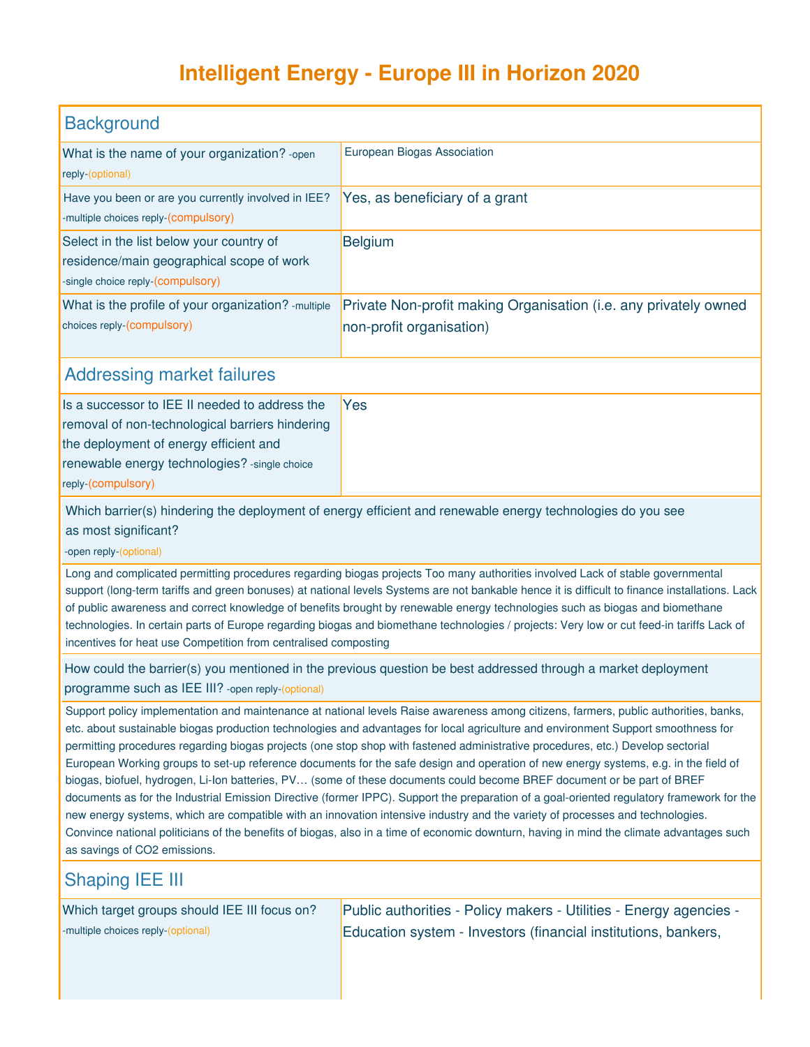# Intelligent Energy - Europe III in Horizon 2020

## Background

| | |
|---|---|
| What is the name of your organization? -open reply-(optional) | European Biogas Association |
| Have you been or are you currently involved in IEE? -multiple choices reply-(compulsory) | Yes, as beneficiary of a grant |
| Select in the list below your country of residence/main geographical scope of work -single choice reply-(compulsory) | Belgium |
| What is the profile of your organization? -multiple choices reply-(compulsory) | Private Non-profit making Organisation (i.e. any privately owned non-profit organisation) |

## Addressing market failures

| | |
|---|---|
| Is a successor to IEE II needed to address the removal of non-technological barriers hindering the deployment of energy efficient and renewable energy technologies? -single choice reply-(compulsory) | Yes |

**Which barrier(s) hindering the deployment of energy efficient and renewable energy technologies do you see as most significant?** -open reply-(optional)

Long and complicated permitting procedures regarding biogas projects Too many authorities involved Lack of stable governmental support (long-term tariffs and green bonuses) at national levels Systems are not bankable hence it is difficult to finance installations. Lack of public awareness and correct knowledge of benefits brought by renewable energy technologies such as biogas and biomethane technologies. In certain parts of Europe regarding biogas and biomethane technologies / projects: Very low or cut feed-in tariffs Lack of incentives for heat use Competition from centralised composting

**How could the barrier(s) you mentioned in the previous question be best addressed through a market deployment programme such as IEE III?** -open reply-(optional)

Support policy implementation and maintenance at national levels Raise awareness among citizens, farmers, public authorities, banks, etc. about sustainable biogas production technologies and advantages for local agriculture and environment Support smoothness for permitting procedures regarding biogas projects (one stop shop with fastened administrative procedures, etc.) Develop sectorial European Working groups to set-up reference documents for the safe design and operation of new energy systems, e.g. in the field of biogas, biofuel, hydrogen, Li-Ion batteries, PV… (some of these documents could become BREF document or be part of BREF documents as for the Industrial Emission Directive (former IPPC). Support the preparation of a goal-oriented regulatory framework for the new energy systems, which are compatible with an innovation intensive industry and the variety of processes and technologies. Convince national politicians of the benefits of biogas, also in a time of economic downturn, having in mind the climate advantages such as savings of $CO_2$ emissions.

## Shaping IEE III

| | |
|---|---|
| Which target groups should IEE III focus on? -multiple choices reply-(optional) | Public authorities - Policy makers - Utilities - Energy agencies - Education system - Investors (financial institutions, bankers, |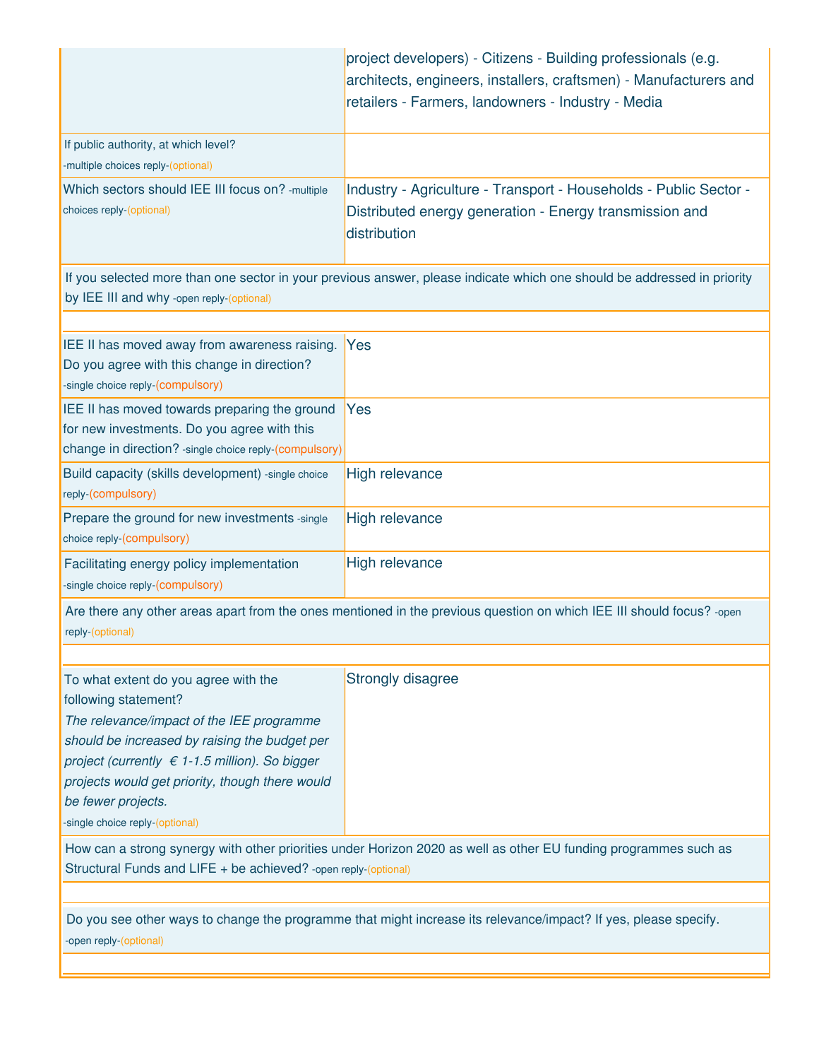| | |
|---|---|
| | project developers) - Citizens - Building professionals (e.g. architects, engineers, installers, craftsmen) - Manufacturers and retailers - Farmers, landowners - Industry - Media |
| If public authority, at which level? -multiple choices reply-(optional) | |
| Which sectors should IEE III focus on? -multiple choices reply-(optional) | Industry - Agriculture - Transport - Households - Public Sector - Distributed energy generation - Energy transmission and distribution |
| If you selected more than one sector in your previous answer, please indicate which one should be addressed in priority by IEE III and why -open reply-(optional) | |
| IEE II has moved away from awareness raising. Do you agree with this change in direction? -single choice reply-(compulsory) | Yes |
| IEE II has moved towards preparing the ground for new investments. Do you agree with this change in direction? -single choice reply-(compulsory) | Yes |
| Build capacity (skills development) -single choice reply-(compulsory) | High relevance |
| Prepare the ground for new investments -single choice reply-(compulsory) | High relevance |
| Facilitating energy policy implementation -single choice reply-(compulsory) | High relevance |
| Are there any other areas apart from the ones mentioned in the previous question on which IEE III should focus? -open reply-(optional) | |
| To what extent do you agree with the following statement? *The relevance/impact of the IEE programme should be increased by raising the budget per project (currently € 1-1.5 million). So bigger projects would get priority, though there would be fewer projects.* -single choice reply-(optional) | Strongly disagree |
| How can a strong synergy with other priorities under Horizon 2020 as well as other EU funding programmes such as Structural Funds and LIFE + be achieved? -open reply-(optional) | |
| Do you see other ways to change the programme that might increase its relevance/impact? If yes, please specify. -open reply-(optional) | |